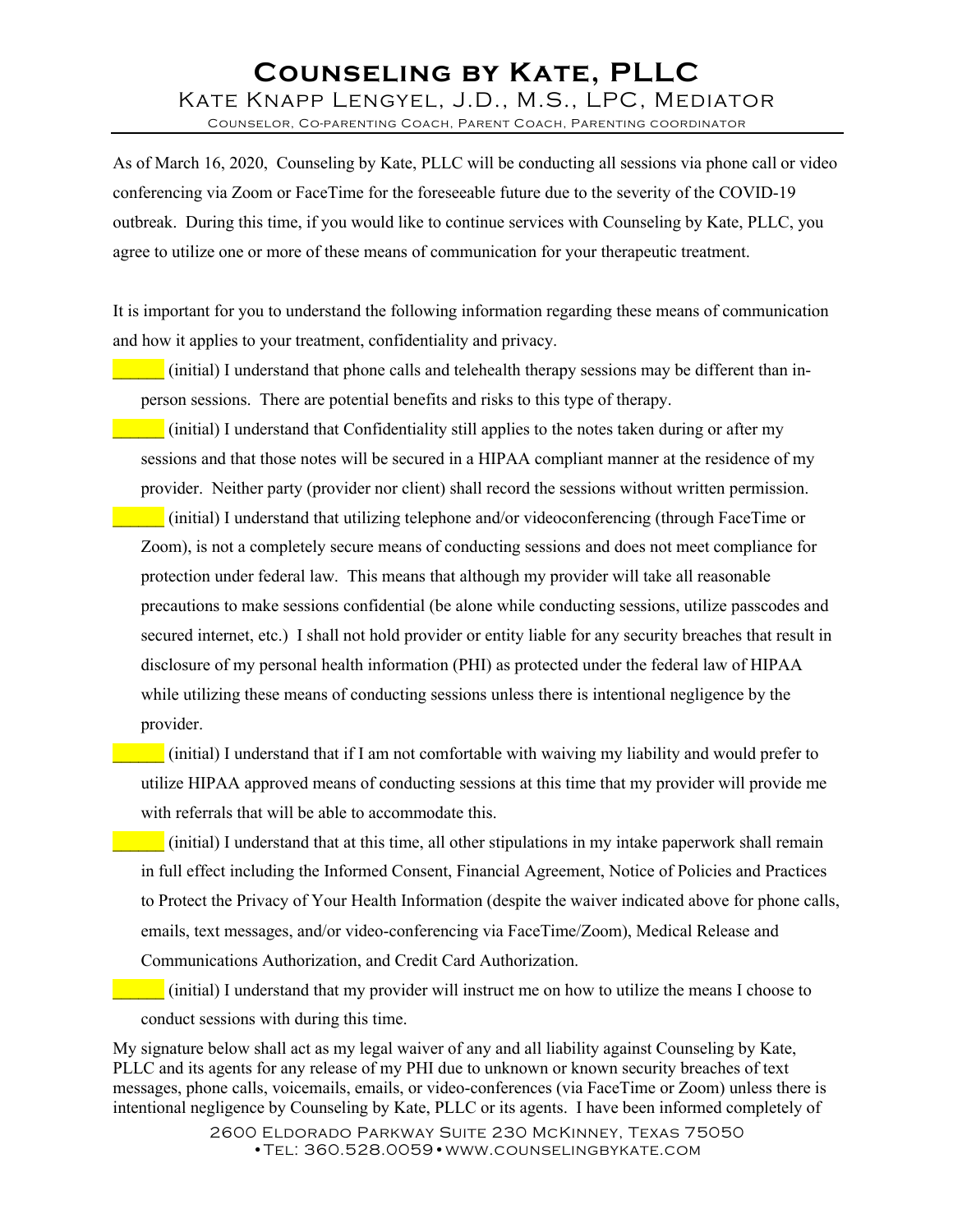# Counseling by Kate, PLLC

## Kate Knapp Lengyel, J.D., M.S., LPC, Mediator

Counselor, Co-parenting Coach, Parent Coach, Parenting coordinator

As of March 16, 2020, Counseling by Kate, PLLC will be conducting all sessions via phone call or video conferencing via Zoom or FaceTime for the foreseeable future due to the severity of the COVID-19 outbreak. During this time, if you would like to continue services with Counseling by Kate, PLLC, you agree to utilize one or more of these means of communication for your therapeutic treatment.

It is important for you to understand the following information regarding these means of communication and how it applies to your treatment, confidentiality and privacy.

______ (initial) I understand that phone calls and telehealth therapy sessions may be different than in-person sessions. There are potential benefits and risks to this type of therapy.

______ (initial) I understand that Confidentiality still applies to the notes taken during or after my sessions and that those notes will be secured in a HIPAA compliant manner at the residence of my provider. Neither party (provider nor client) shall record the sessions without written permission.

______ (initial) I understand that utilizing telephone and/or videoconferencing (through FaceTime or Zoom), is not a completely secure means of conducting sessions and does not meet compliance for protection under federal law. This means that although my provider will take all reasonable precautions to make sessions confidential (be alone while conducting sessions, utilize passcodes and secured internet, etc.) I shall not hold provider or entity liable for any security breaches that result in disclosure of my personal health information (PHI) as protected under the federal law of HIPAA while utilizing these means of conducting sessions unless there is intentional negligence by the provider.

______ (initial) I understand that if I am not comfortable with waiving my liability and would prefer to utilize HIPAA approved means of conducting sessions at this time that my provider will provide me with referrals that will be able to accommodate this.

______ (initial) I understand that at this time, all other stipulations in my intake paperwork shall remain in full effect including the Informed Consent, Financial Agreement, Notice of Policies and Practices to Protect the Privacy of Your Health Information (despite the waiver indicated above for phone calls, emails, text messages, and/or video-conferencing via FaceTime/Zoom), Medical Release and Communications Authorization, and Credit Card Authorization.

______ (initial) I understand that my provider will instruct me on how to utilize the means I choose to conduct sessions with during this time.

My signature below shall act as my legal waiver of any and all liability against Counseling by Kate, PLLC and its agents for any release of my PHI due to unknown or known security breaches of text messages, phone calls, voicemails, emails, or video-conferences (via FaceTime or Zoom) unless there is intentional negligence by Counseling by Kate, PLLC or its agents. I have been informed completely of

2600 Eldorado Parkway Suite 230 McKinney, Texas 75050
•Tel: 360.528.0059•www.counselingbykate.com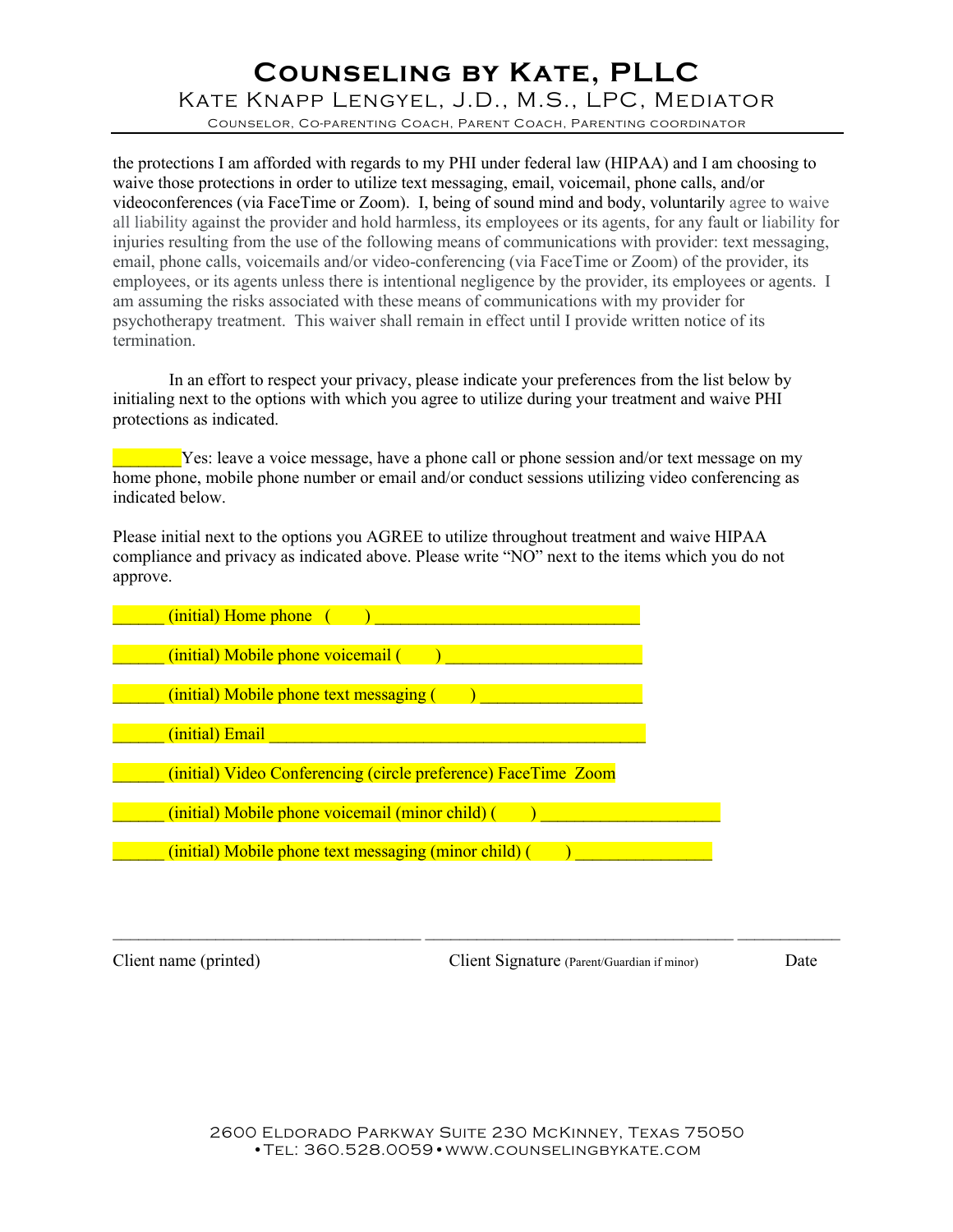the protections I am afforded with regards to my PHI under federal law (HIPAA) and I am choosing to waive those protections in order to utilize text messaging, email, voicemail, phone calls, and/or videoconferences (via FaceTime or Zoom). I, being of sound mind and body, voluntarily agree to waive all liability against the provider and hold harmless, its employees or its agents, for any fault or liability for injuries resulting from the use of the following means of communications with provider: text messaging, email, phone calls, voicemails and/or video-conferencing (via FaceTime or Zoom) of the provider, its employees, or its agents unless there is intentional negligence by the provider, its employees or agents. I am assuming the risks associated with these means of communications with my provider for psychotherapy treatment. This waiver shall remain in effect until I provide written notice of its termination.

In an effort to respect your privacy, please indicate your preferences from the list below by initialing next to the options with which you agree to utilize during your treatment and waive PHI protections as indicated.

________Yes: leave a voice message, have a phone call or phone session and/or text message on my home phone, mobile phone number or email and/or conduct sessions utilizing video conferencing as indicated below.

Please initial next to the options you AGREE to utilize throughout treatment and waive HIPAA compliance and privacy as indicated above. Please write "NO" next to the items which you do not approve.

______ (initial) Home phone ( ) ______________________________

______ (initial) Mobile phone voicemail ( ) ______________________

______ (initial) Mobile phone text messaging ( ) __________________

______ (initial) Email ___________________________________________

______ (initial) Video Conferencing (circle preference) FaceTime Zoom

______ (initial) Mobile phone voicemail (minor child) ( ) ____________________

______ (initial) Mobile phone text messaging (minor child) ( ) _______________

___________________________________ ___________________________________ ___________

Client name (printed) Client Signature (Parent/Guardian if minor) Date